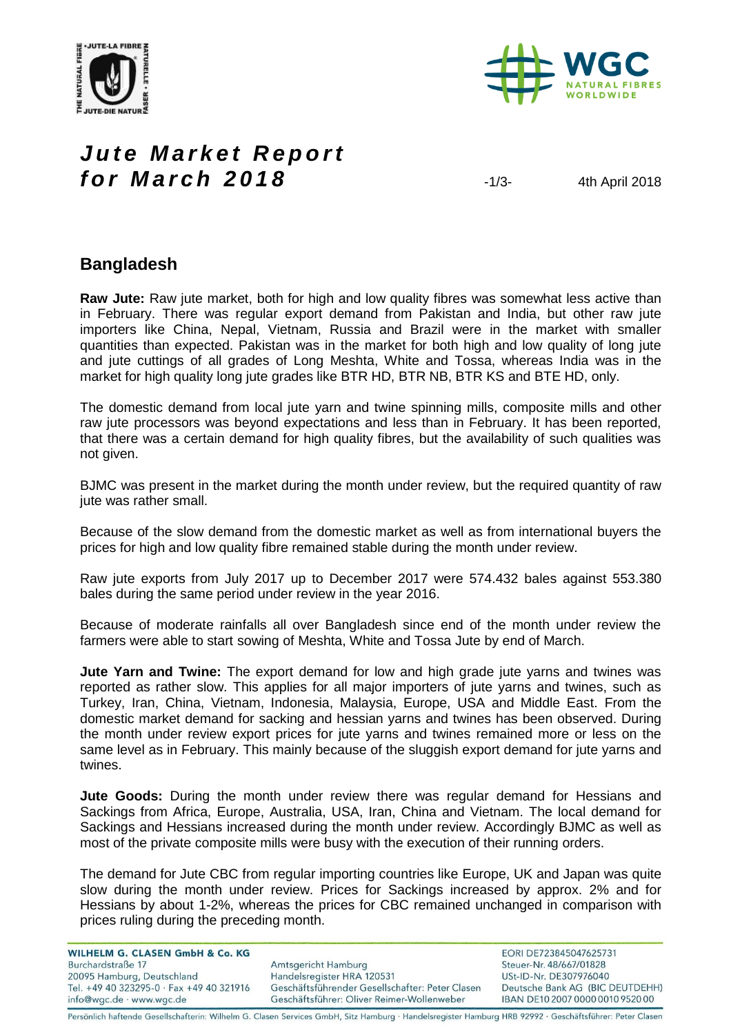# Jute Market Report for March 2018

4th April 2018

## Bangladesh

**Raw Jute:** Raw jute market, both for high and low quality fibres was somewhat less active than in February. There was regular export demand from Pakistan and India, but other raw jute importers like China, Nepal, Vietnam, Russia and Brazil were in the market with smaller quantities than expected. Pakistan was in the market for both high and low quality of long jute and jute cuttings of all grades of Long Meshta, White and Tossa, whereas India was in the market for high quality long jute grades like BTR HD, BTR NB, BTR KS and BTE HD, only.

The domestic demand from local jute yarn and twine spinning mills, composite mills and other raw jute processors was beyond expectations and less than in February. It has been reported, that there was a certain demand for high quality fibres, but the availability of such qualities was not given.

BJMC was present in the market during the month under review, but the required quantity of raw jute was rather small.

Because of the slow demand from the domestic market as well as from international buyers the prices for high and low quality fibre remained stable during the month under review.

Raw jute exports from July 2017 up to December 2017 were 574.432 bales against 553.380 bales during the same period under review in the year 2016.

Because of moderate rainfalls all over Bangladesh since end of the month under review the farmers were able to start sowing of Meshta, White and Tossa Jute by end of March.

**Jute Yarn and Twine:** The export demand for low and high grade jute yarns and twines was reported as rather slow. This applies for all major importers of jute yarns and twines, such as Turkey, Iran, China, Vietnam, Indonesia, Malaysia, Europe, USA and Middle East. From the domestic market demand for sacking and hessian yarns and twines has been observed. During the month under review export prices for jute yarns and twines remained more or less on the same level as in February. This mainly because of the sluggish export demand for jute yarns and twines.

**Jute Goods:** During the month under review there was regular demand for Hessians and Sackings from Africa, Europe, Australia, USA, Iran, China and Vietnam. The local demand for Sackings and Hessians increased during the month under review. Accordingly BJMC as well as most of the private composite mills were busy with the execution of their running orders.

The demand for Jute CBC from regular importing countries like Europe, UK and Japan was quite slow during the month under review. Prices for Sackings increased by approx. 2% and for Hessians by about 1-2%, whereas the prices for CBC remained unchanged in comparison with prices ruling during the preceding month.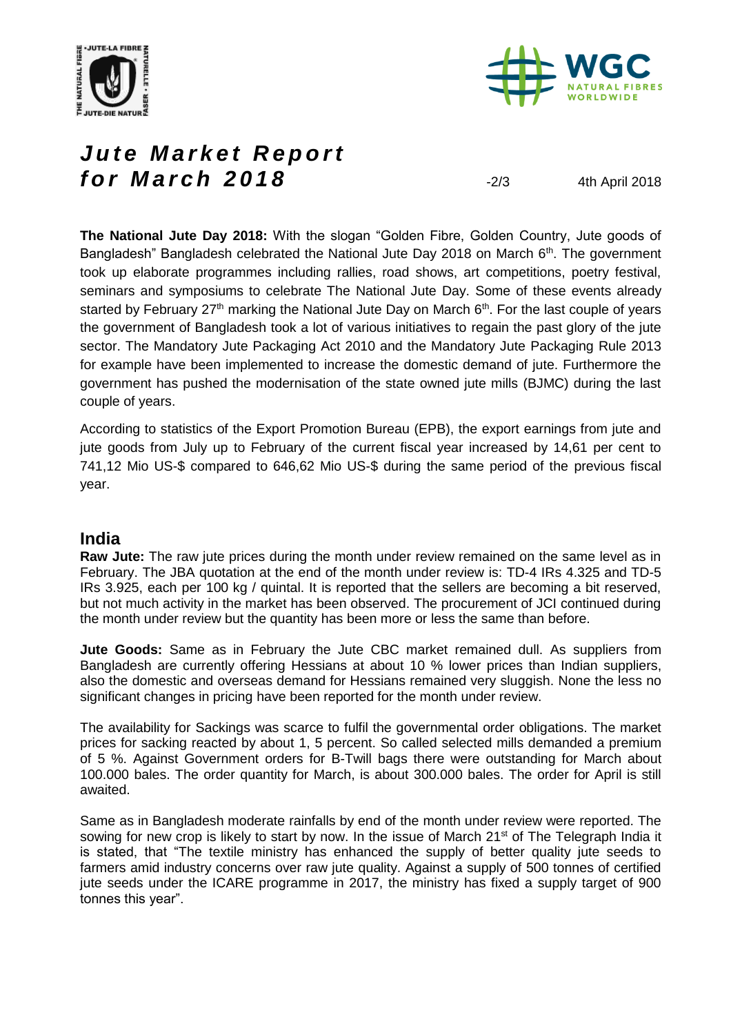# Jute Market Report for March 2018

4th April 2018

**The National Jute Day 2018:** With the slogan "Golden Fibre, Golden Country, Jute goods of Bangladesh" Bangladesh celebrated the National Jute Day 2018 on March 6th. The government took up elaborate programmes including rallies, road shows, art competitions, poetry festival, seminars and symposiums to celebrate The National Jute Day. Some of these events already started by February 27th marking the National Jute Day on March 6th. For the last couple of years the government of Bangladesh took a lot of various initiatives to regain the past glory of the jute sector. The Mandatory Jute Packaging Act 2010 and the Mandatory Jute Packaging Rule 2013 for example have been implemented to increase the domestic demand of jute. Furthermore the government has pushed the modernisation of the state owned jute mills (BJMC) during the last couple of years.

According to statistics of the Export Promotion Bureau (EPB), the export earnings from jute and jute goods from July up to February of the current fiscal year increased by 14,61 per cent to 741,12 Mio US-$ compared to 646,62 Mio US-$ during the same period of the previous fiscal year.

## India

**Raw Jute:** The raw jute prices during the month under review remained on the same level as in February. The JBA quotation at the end of the month under review is: TD-4 IRs 4.325 and TD-5 IRs 3.925, each per 100 kg / quintal. It is reported that the sellers are becoming a bit reserved, but not much activity in the market has been observed. The procurement of JCI continued during the month under review but the quantity has been more or less the same than before.

**Jute Goods:** Same as in February the Jute CBC market remained dull. As suppliers from Bangladesh are currently offering Hessians at about 10 % lower prices than Indian suppliers, also the domestic and overseas demand for Hessians remained very sluggish. None the less no significant changes in pricing have been reported for the month under review.

The availability for Sackings was scarce to fulfil the governmental order obligations. The market prices for sacking reacted by about 1, 5 percent. So called selected mills demanded a premium of 5 %. Against Government orders for B-Twill bags there were outstanding for March about 100.000 bales. The order quantity for March, is about 300.000 bales. The order for April is still awaited.

Same as in Bangladesh moderate rainfalls by end of the month under review were reported. The sowing for new crop is likely to start by now. In the issue of March 21st of The Telegraph India it is stated, that "The textile ministry has enhanced the supply of better quality jute seeds to farmers amid industry concerns over raw jute quality. Against a supply of 500 tonnes of certified jute seeds under the ICARE programme in 2017, the ministry has fixed a supply target of 900 tonnes this year".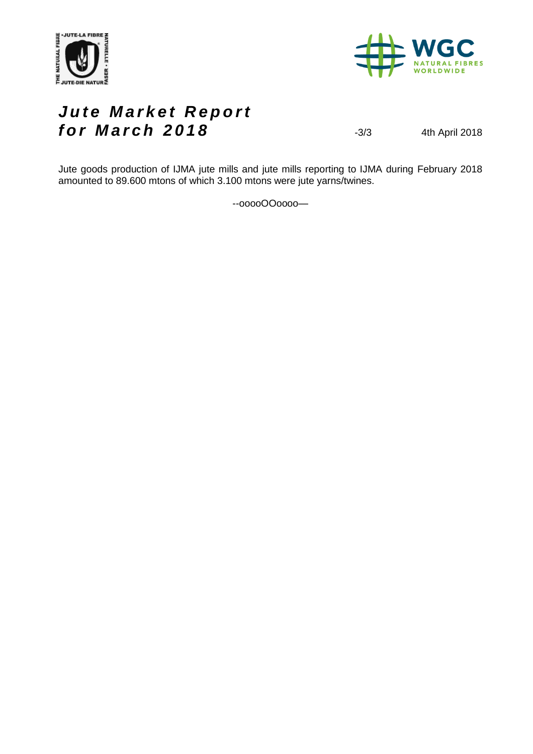Jute goods production of IJMA jute mills and jute mills reporting to IJMA during February 2018 amounted to 89.600 mtons of which 3.100 mtons were jute yarns/twines.

--ooooOOoooo—